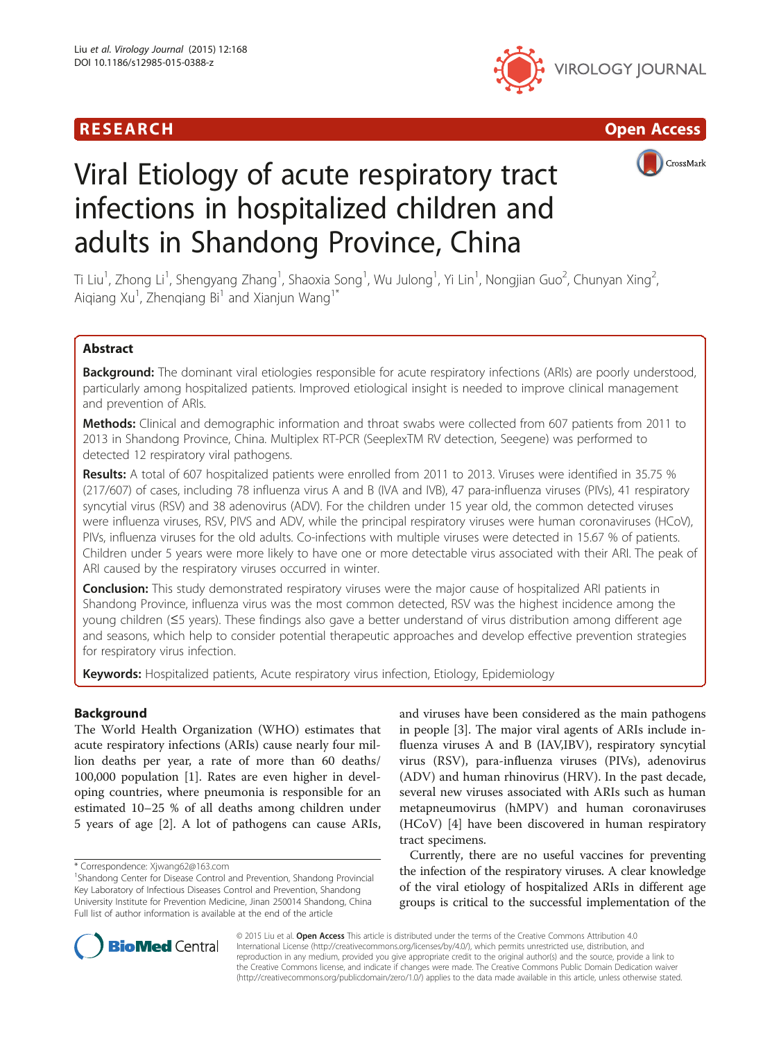RESEARCH Open Access

# Viral Etiology of acute respiratory tract infections in hospitalized children and adults in Shandong Province, China

Ti Liu[1], Zhong Li[1], Shengyang Zhang[1], Shaoxia Song[1], Wu Julong[1], Yi Lin[1], Nongjian Guo[2], Chunyan Xing[2], Aiqiang Xu[1], Zhenqiang Bi[1] and Xianjun Wang[1*]

## Abstract

**Background:** The dominant viral etiologies responsible for acute respiratory infections (ARIs) are poorly understood, particularly among hospitalized patients. Improved etiological insight is needed to improve clinical management and prevention of ARIs.

**Methods:** Clinical and demographic information and throat swabs were collected from 607 patients from 2011 to 2013 in Shandong Province, China. Multiplex RT-PCR (SeeplexTM RV detection, Seegene) was performed to detected 12 respiratory viral pathogens.

**Results:** A total of 607 hospitalized patients were enrolled from 2011 to 2013. Viruses were identified in 35.75 % (217/607) of cases, including 78 influenza virus A and B (IVA and IVB), 47 para-influenza viruses (PIVs), 41 respiratory syncytial virus (RSV) and 38 adenovirus (ADV). For the children under 15 year old, the common detected viruses were influenza viruses, RSV, PIVS and ADV, while the principal respiratory viruses were human coronaviruses (HCoV), PIVs, influenza viruses for the old adults. Co-infections with multiple viruses were detected in 15.67 % of patients. Children under 5 years were more likely to have one or more detectable virus associated with their ARI. The peak of ARI caused by the respiratory viruses occurred in winter.

**Conclusion:** This study demonstrated respiratory viruses were the major cause of hospitalized ARI patients in Shandong Province, influenza virus was the most common detected, RSV was the highest incidence among the young children (≤5 years). These findings also gave a better understand of virus distribution among different age and seasons, which help to consider potential therapeutic approaches and develop effective prevention strategies for respiratory virus infection.

**Keywords:** Hospitalized patients, Acute respiratory virus infection, Etiology, Epidemiology

## Background

The World Health Organization (WHO) estimates that acute respiratory infections (ARIs) cause nearly four million deaths per year, a rate of more than 60 deaths/ 100,000 population [1]. Rates are even higher in developing countries, where pneumonia is responsible for an estimated 10–25 % of all deaths among children under 5 years of age [2]. A lot of pathogens can cause ARIs, and viruses have been considered as the main pathogens in people [3]. The major viral agents of ARIs include influenza viruses A and B (IAV,IBV), respiratory syncytial virus (RSV), para-influenza viruses (PIVs), adenovirus (ADV) and human rhinovirus (HRV). In the past decade, several new viruses associated with ARIs such as human metapneumovirus (hMPV) and human coronaviruses (HCoV) [4] have been discovered in human respiratory tract specimens.

Currently, there are no useful vaccines for preventing the infection of the respiratory viruses. A clear knowledge of the viral etiology of hospitalized ARIs in different age groups is critical to the successful implementation of the

\* Correspondence: Xjwang62@163.com

[1]Shandong Center for Disease Control and Prevention, Shandong Provincial Key Laboratory of Infectious Diseases Control and Prevention, Shandong University Institute for Prevention Medicine, Jinan 250014 Shandong, China

Full list of author information is available at the end of the article

© 2015 Liu et al. **Open Access** This article is distributed under the terms of the Creative Commons Attribution 4.0 International License (http://creativecommons.org/licenses/by/4.0/), which permits unrestricted use, distribution, and reproduction in any medium, provided you give appropriate credit to the original author(s) and the source, provide a link to the Creative Commons license, and indicate if changes were made. The Creative Commons Public Domain Dedication waiver (http://creativecommons.org/publicdomain/zero/1.0/) applies to the data made available in this article, unless otherwise stated.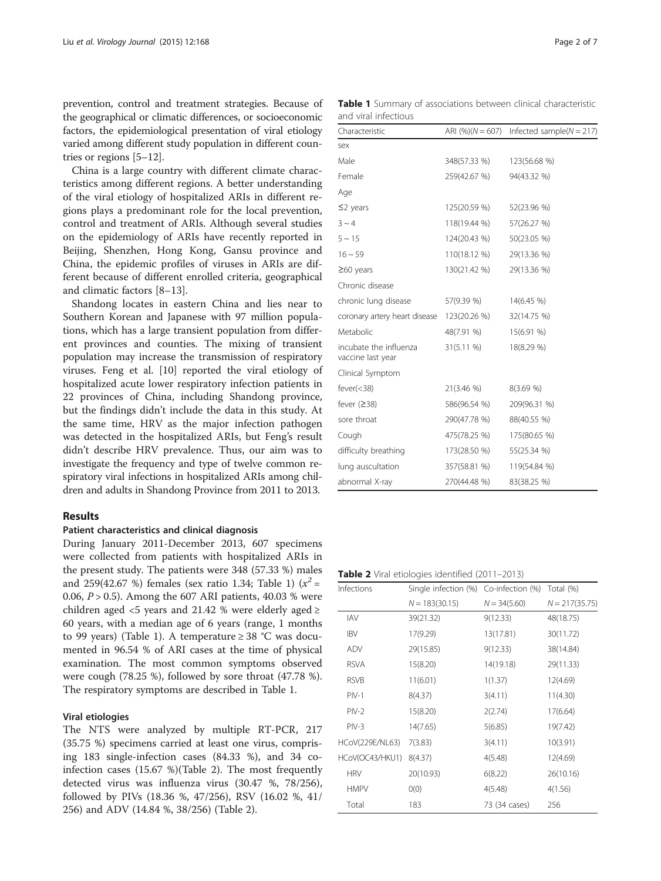prevention, control and treatment strategies. Because of the geographical or climatic differences, or socioeconomic factors, the epidemiological presentation of viral etiology varied among different study population in different countries or regions [5–12].

China is a large country with different climate characteristics among different regions. A better understanding of the viral etiology of hospitalized ARIs in different regions plays a predominant role for the local prevention, control and treatment of ARIs. Although several studies on the epidemiology of ARIs have recently reported in Beijing, Shenzhen, Hong Kong, Gansu province and China, the epidemic profiles of viruses in ARIs are different because of different enrolled criteria, geographical and climatic factors [8–13].

Shandong locates in eastern China and lies near to Southern Korean and Japanese with 97 million populations, which has a large transient population from different provinces and counties. The mixing of transient population may increase the transmission of respiratory viruses. Feng et al. [10] reported the viral etiology of hospitalized acute lower respiratory infection patients in 22 provinces of China, including Shandong province, but the findings didn't include the data in this study. At the same time, HRV as the major infection pathogen was detected in the hospitalized ARIs, but Feng's result didn't describe HRV prevalence. Thus, our aim was to investigate the frequency and type of twelve common respiratory viral infections in hospitalized ARIs among children and adults in Shandong Province from 2011 to 2013.

## Results

### Patient characteristics and clinical diagnosis

During January 2011-December 2013, 607 specimens were collected from patients with hospitalized ARIs in the present study. The patients were 348 (57.33 %) males and 259(42.67 %) females (sex ratio 1.34; Table 1) ($x^2$ = 0.06, $P > 0.5$). Among the 607 ARI patients, 40.03 % were children aged <5 years and 21.42 % were elderly aged ≥ 60 years, with a median age of 6 years (range, 1 months to 99 years) (Table 1). A temperature ≥ 38 °C was documented in 96.54 % of ARI cases at the time of physical examination. The most common symptoms observed were cough (78.25 %), followed by sore throat (47.78 %). The respiratory symptoms are described in Table 1.

### Viral etiologies

The NTS were analyzed by multiple RT-PCR, 217 (35.75 %) specimens carried at least one virus, comprising 183 single-infection cases (84.33 %), and 34 co-infection cases (15.67 %)(Table 2). The most frequently detected virus was influenza virus (30.47 %, 78/256), followed by PIVs (18.36 %, 47/256), RSV (16.02 %, 41/256) and ADV (14.84 %, 38/256) (Table 2).

**Table 1** Summary of associations between clinical characteristic and viral infectious

| Characteristic | ARI (%)(N = 607) | Infected sample(N = 217) |
|---|---|---|
| sex | | |
| Male | 348(57.33 %) | 123(56.68 %) |
| Female | 259(42.67 %) | 94(43.32 %) |
| Age | | |
| ≤2 years | 125(20.59 %) | 52(23.96 %) |
| 3 ~ 4 | 118(19.44 %) | 57(26.27 %) |
| 5 ~ 15 | 124(20.43 %) | 50(23.05 %) |
| 16 ~ 59 | 110(18.12 %) | 29(13.36 %) |
| ≥60 years | 130(21.42 %) | 29(13.36 %) |
| Chronic disease | | |
| chronic lung disease | 57(9.39 %) | 14(6.45 %) |
| coronary artery heart disease | 123(20.26 %) | 32(14.75 %) |
| Metabolic | 48(7.91 %) | 15(6.91 %) |
| incubate the influenza vaccine last year | 31(5.11 %) | 18(8.29 %) |
| Clinical Symptom | | |
| fever(<38) | 21(3.46 %) | 8(3.69 %) |
| fever (≥38) | 586(96.54 %) | 209(96.31 %) |
| sore throat | 290(47.78 %) | 88(40.55 %) |
| Cough | 475(78.25 %) | 175(80.65 %) |
| difficulty breathing | 173(28.50 %) | 55(25.34 %) |
| lung auscultation | 357(58.81 %) | 119(54.84 %) |
| abnormal X-ray | 270(44.48 %) | 83(38.25 %) |

**Table 2** Viral etiologies identified (2011–2013)

| Infections | Single infection (%) | Co-infection (%) | Total (%) |
|---|---|---|---|
| | N = 183(30.15) | N = 34(5.60) | N = 217(35.75) |
| IAV | 39(21.32) | 9(12.33) | 48(18.75) |
| IBV | 17(9.29) | 13(17.81) | 30(11.72) |
| ADV | 29(15.85) | 9(12.33) | 38(14.84) |
| RSVA | 15(8.20) | 14(19.18) | 29(11.33) |
| RSVB | 11(6.01) | 1(1.37) | 12(4.69) |
| PIV-1 | 8(4.37) | 3(4.11) | 11(4.30) |
| PIV-2 | 15(8.20) | 2(2.74) | 17(6.64) |
| PIV-3 | 14(7.65) | 5(6.85) | 19(7.42) |
| HCoV(229E/NL63) | 7(3.83) | 3(4.11) | 10(3.91) |
| HCoV(OC43/HKU1) | 8(4.37) | 4(5.48) | 12(4.69) |
| HRV | 20(10.93) | 6(8.22) | 26(10.16) |
| HMPV | 0(0) | 4(5.48) | 4(1.56) |
| Total | 183 | 73 (34 cases) | 256 |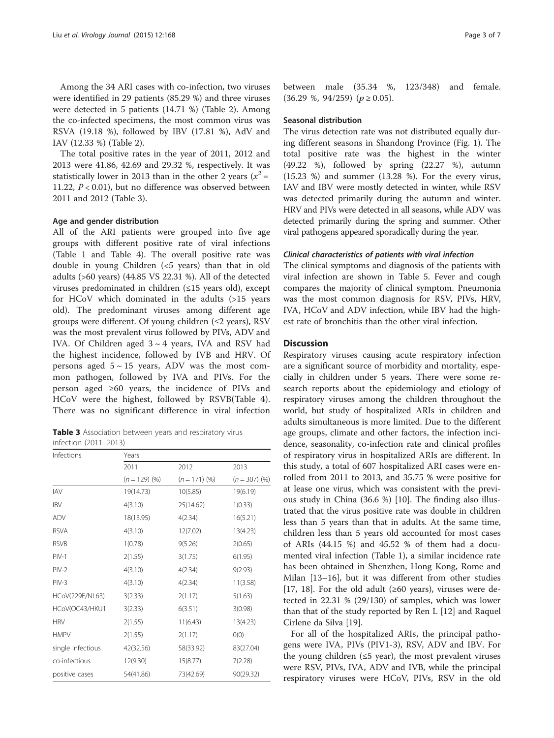Among the 34 ARI cases with co-infection, two viruses were identified in 29 patients (85.29 %) and three viruses were detected in 5 patients (14.71 %) (Table 2). Among the co-infected specimens, the most common virus was RSVA (19.18 %), followed by IBV (17.81 %), AdV and IAV (12.33 %) (Table 2).

The total positive rates in the year of 2011, 2012 and 2013 were 41.86, 42.69 and 29.32 %, respectively. It was statistically lower in 2013 than in the other 2 years ($x^2$ = 11.22, $P < 0.01$), but no difference was observed between 2011 and 2012 (Table 3).

#### Age and gender distribution

All of the ARI patients were grouped into five age groups with different positive rate of viral infections (Table 1 and Table 4). The overall positive rate was double in young Children (<5 years) than that in old adults (>60 years) (44.85 VS 22.31 %). All of the detected viruses predominated in children (≤15 years old), except for HCoV which dominated in the adults (>15 years old). The predominant viruses among different age groups were different. Of young children (≤2 years), RSV was the most prevalent virus followed by PIVs, ADV and IVA. Of Children aged 3 ~ 4 years, IVA and RSV had the highest incidence, followed by IVB and HRV. Of persons aged 5 ~ 15 years, ADV was the most common pathogen, followed by IVA and PIVs. For the person aged ≥60 years, the incidence of PIVs and HCoV were the highest, followed by RSVB(Table 4). There was no significant difference in viral infection between male (35.34 %, 123/348) and female. (36.29 %, 94/259) ($p \geq 0.05$).

**Table 3** Association between years and respiratory virus infection (2011–2013)

| Infections | Years | | |
|---|---|---|---|
| | 2011 | 2012 | 2013 |
| | (*n* = 129) (%) | (*n* = 171) (%) | (*n* = 307) (%) |
| IAV | 19(14.73) | 10(5.85) | 19(6.19) |
| IBV | 4(3.10) | 25(14.62) | 1(0.33) |
| ADV | 18(13.95) | 4(2.34) | 16(5.21) |
| RSVA | 4(3.10) | 12(7.02) | 13(4.23) |
| RSVB | 1(0.78) | 9(5.26) | 2(0.65) |
| PIV-1 | 2(1.55) | 3(1.75) | 6(1.95) |
| PIV-2 | 4(3.10) | 4(2.34) | 9(2.93) |
| PIV-3 | 4(3.10) | 4(2.34) | 11(3.58) |
| HCoV(229E/NL63) | 3(2.33) | 2(1.17) | 5(1.63) |
| HCoV(OC43/HKU1 | 3(2.33) | 6(3.51) | 3(0.98) |
| HRV | 2(1.55) | 11(6.43) | 13(4.23) |
| HMPV | 2(1.55) | 2(1.17) | 0(0) |
| single infectious | 42(32.56) | 58(33.92) | 83(27.04) |
| co-infectious | 12(9.30) | 15(8.77) | 7(2.28) |
| positive cases | 54(41.86) | 73(42.69) | 90(29.32) |

#### Seasonal distribution

The virus detection rate was not distributed equally during different seasons in Shandong Province (Fig. 1). The total positive rate was the highest in the winter (49.22 %), followed by spring (22.27 %), autumn (15.23 %) and summer (13.28 %). For the every virus, IAV and IBV were mostly detected in winter, while RSV was detected primarily during the autumn and winter. HRV and PIVs were detected in all seasons, while ADV was detected primarily during the spring and summer. Other viral pathogens appeared sporadically during the year.

#### *Clinical characteristics of patients with viral infection*

The clinical symptoms and diagnosis of the patients with viral infection are shown in Table 5. Fever and cough compares the majority of clinical symptom. Pneumonia was the most common diagnosis for RSV, PIVs, HRV, IVA, HCoV and ADV infection, while IBV had the highest rate of bronchitis than the other viral infection.

## Discussion

Respiratory viruses causing acute respiratory infection are a significant source of morbidity and mortality, especially in children under 5 years. There were some research reports about the epidemiology and etiology of respiratory viruses among the children throughout the world, but study of hospitalized ARIs in children and adults simultaneous is more limited. Due to the different age groups, climate and other factors, the infection incidence, seasonality, co-infection rate and clinical profiles of respiratory virus in hospitalized ARIs are different. In this study, a total of 607 hospitalized ARI cases were enrolled from 2011 to 2013, and 35.75 % were positive for at lease one virus, which was consistent with the previous study in China (36.6 %) [10]. The finding also illustrated that the virus positive rate was double in children less than 5 years than that in adults. At the same time, children less than 5 years old accounted for most cases of ARIs (44.15 %) and 45.52 % of them had a documented viral infection (Table 1), a similar incidence rate has been obtained in Shenzhen, Hong Kong, Rome and Milan [13–16], but it was different from other studies [17, 18]. For the old adult (≥60 years), viruses were detected in 22.31 % (29/130) of samples, which was lower than that of the study reported by Ren L [12] and Raquel Cirlene da Silva [19].

For all of the hospitalized ARIs, the principal pathogens were IVA, PIVs (PIV1-3), RSV, ADV and IBV. For the young children (≤5 year), the most prevalent viruses were RSV, PIVs, IVA, ADV and IVB, while the principal respiratory viruses were HCoV, PIVs, RSV in the old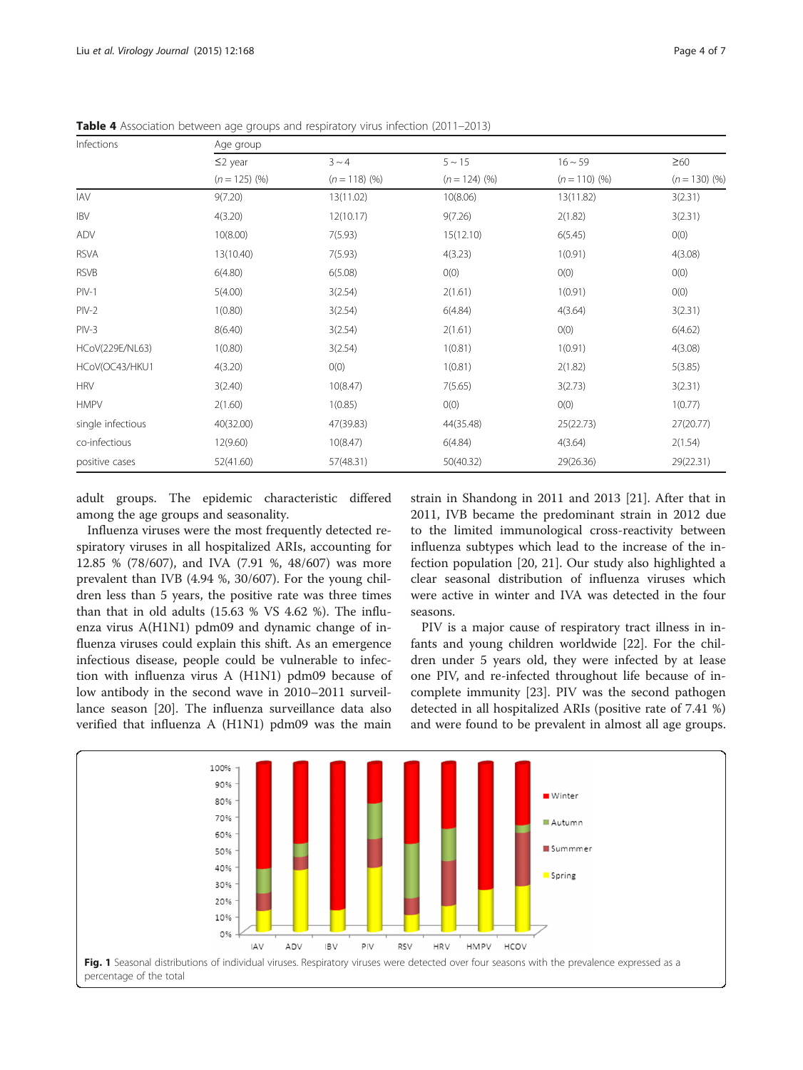**Table 4** Association between age groups and respiratory virus infection (2011–2013)

| Infections | Age group | | | | |
|---|---|---|---|---|---|
| | ≤2 year (n = 125) (%) | 3 ~ 4 (n = 118) (%) | 5 ~ 15 (n = 124) (%) | 16 ~ 59 (n = 110) (%) | ≥60 (n = 130) (%) |
| IAV | 9(7.20) | 13(11.02) | 10(8.06) | 13(11.82) | 3(2.31) |
| IBV | 4(3.20) | 12(10.17) | 9(7.26) | 2(1.82) | 3(2.31) |
| ADV | 10(8.00) | 7(5.93) | 15(12.10) | 6(5.45) | 0(0) |
| RSVA | 13(10.40) | 7(5.93) | 4(3.23) | 1(0.91) | 4(3.08) |
| RSVB | 6(4.80) | 6(5.08) | 0(0) | 0(0) | 0(0) |
| PIV-1 | 5(4.00) | 3(2.54) | 2(1.61) | 1(0.91) | 0(0) |
| PIV-2 | 1(0.80) | 3(2.54) | 6(4.84) | 4(3.64) | 3(2.31) |
| PIV-3 | 8(6.40) | 3(2.54) | 2(1.61) | 0(0) | 6(4.62) |
| HCoV(229E/NL63) | 1(0.80) | 3(2.54) | 1(0.81) | 1(0.91) | 4(3.08) |
| HCoV(OC43/HKU1 | 4(3.20) | 0(0) | 1(0.81) | 2(1.82) | 5(3.85) |
| HRV | 3(2.40) | 10(8.47) | 7(5.65) | 3(2.73) | 3(2.31) |
| HMPV | 2(1.60) | 1(0.85) | 0(0) | 0(0) | 1(0.77) |
| single infectious | 40(32.00) | 47(39.83) | 44(35.48) | 25(22.73) | 27(20.77) |
| co-infectious | 12(9.60) | 10(8.47) | 6(4.84) | 4(3.64) | 2(1.54) |
| positive cases | 52(41.60) | 57(48.31) | 50(40.32) | 29(26.36) | 29(22.31) |

adult groups. The epidemic characteristic differed among the age groups and seasonality.

Influenza viruses were the most frequently detected respiratory viruses in all hospitalized ARIs, accounting for 12.85 % (78/607), and IVA (7.91 %, 48/607) was more prevalent than IVB (4.94 %, 30/607). For the young children less than 5 years, the positive rate was three times than that in old adults (15.63 % VS 4.62 %). The influenza virus A(H1N1) pdm09 and dynamic change of influenza viruses could explain this shift. As an emergence infectious disease, people could be vulnerable to infection with influenza virus A (H1N1) pdm09 because of low antibody in the second wave in 2010–2011 surveillance season [20]. The influenza surveillance data also verified that influenza A (H1N1) pdm09 was the main strain in Shandong in 2011 and 2013 [21]. After that in 2011, IVB became the predominant strain in 2012 due to the limited immunological cross-reactivity between influenza subtypes which lead to the increase of the infection population [20, 21]. Our study also highlighted a clear seasonal distribution of influenza viruses which were active in winter and IVA was detected in the four seasons.

PIV is a major cause of respiratory tract illness in infants and young children worldwide [22]. For the children under 5 years old, they were infected by at lease one PIV, and re-infected throughout life because of incomplete immunity [23]. PIV was the second pathogen detected in all hospitalized ARIs (positive rate of 7.41 %) and were found to be prevalent in almost all age groups.

**Fig. 1** Seasonal distributions of individual viruses. Respiratory viruses were detected over four seasons with the prevalence expressed as a percentage of the total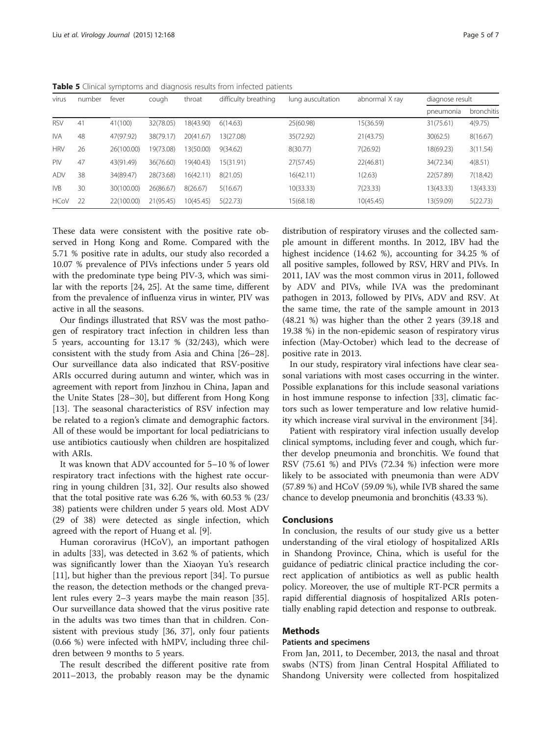**Table 5** Clinical symptoms and diagnosis results from infected patients

| virus | number | fever | cough | throat | difficulty breathing | lung auscultation | abnormal X ray | diagnose result | |
|---|---|---|---|---|---|---|---|---|---|
| | | | | | | | | pneumonia | bronchitis |
| RSV | 41 | 41(100) | 32(78.05) | 18(43.90) | 6(14.63) | 25(60.98) | 15(36.59) | 31(75.61) | 4(9.75) |
| IVA | 48 | 47(97.92) | 38(79.17) | 20(41.67) | 13(27.08) | 35(72.92) | 21(43.75) | 30(62.5) | 8(16.67) |
| HRV | 26 | 26(100.00) | 19(73.08) | 13(50.00) | 9(34.62) | 8(30.77) | 7(26.92) | 18(69.23) | 3(11.54) |
| PIV | 47 | 43(91.49) | 36(76.60) | 19(40.43) | 15(31.91) | 27(57.45) | 22(46.81) | 34(72.34) | 4(8.51) |
| ADV | 38 | 34(89.47) | 28(73.68) | 16(42.11) | 8(21.05) | 16(42.11) | 1(2.63) | 22(57.89) | 7(18.42) |
| IVB | 30 | 30(100.00) | 26(86.67) | 8(26.67) | 5(16.67) | 10(33.33) | 7(23.33) | 13(43.33) | 13(43.33) |
| HCoV | 22 | 22(100.00) | 21(95.45) | 10(45.45) | 5(22.73) | 15(68.18) | 10(45.45) | 13(59.09) | 5(22.73) |

These data were consistent with the positive rate observed in Hong Kong and Rome. Compared with the 5.71 % positive rate in adults, our study also recorded a 10.07 % prevalence of PIVs infections under 5 years old with the predominate type being PIV-3, which was similar with the reports [24, 25]. At the same time, different from the prevalence of influenza virus in winter, PIV was active in all the seasons.

Our findings illustrated that RSV was the most pathogen of respiratory tract infection in children less than 5 years, accounting for 13.17 % (32/243), which were consistent with the study from Asia and China [26–28]. Our surveillance data also indicated that RSV-positive ARIs occurred during autumn and winter, which was in agreement with report from Jinzhou in China, Japan and the Unite States [28–30], but different from Hong Kong [13]. The seasonal characteristics of RSV infection may be related to a region's climate and demographic factors. All of these would be important for local pediatricians to use antibiotics cautiously when children are hospitalized with ARIs.

It was known that ADV accounted for 5–10 % of lower respiratory tract infections with the highest rate occurring in young children [31, 32]. Our results also showed that the total positive rate was 6.26 %, with 60.53 % (23/38) patients were children under 5 years old. Most ADV (29 of 38) were detected as single infection, which agreed with the report of Huang et al. [9].

Human cororavirus (HCoV), an important pathogen in adults [33], was detected in 3.62 % of patients, which was significantly lower than the Xiaoyan Yu's research [11], but higher than the previous report [34]. To pursue the reason, the detection methods or the changed prevalent rules every 2–3 years maybe the main reason [35]. Our surveillance data showed that the virus positive rate in the adults was two times than that in children. Consistent with previous study [36, 37], only four patients (0.66 %) were infected with hMPV, including three children between 9 months to 5 years.

The result described the different positive rate from 2011–2013, the probably reason may be the dynamic distribution of respiratory viruses and the collected sample amount in different months. In 2012, IBV had the highest incidence (14.62 %), accounting for 34.25 % of all positive samples, followed by RSV, HRV and PIVs. In 2011, IAV was the most common virus in 2011, followed by ADV and PIVs, while IVA was the predominant pathogen in 2013, followed by PIVs, ADV and RSV. At the same time, the rate of the sample amount in 2013 (48.21 %) was higher than the other 2 years (39.18 and 19.38 %) in the non-epidemic season of respiratory virus infection (May-October) which lead to the decrease of positive rate in 2013.

In our study, respiratory viral infections have clear seasonal variations with most cases occurring in the winter. Possible explanations for this include seasonal variations in host immune response to infection [33], climatic factors such as lower temperature and low relative humidity which increase viral survival in the environment [34].

Patient with respiratory viral infection usually develop clinical symptoms, including fever and cough, which further develop pneumonia and bronchitis. We found that RSV (75.61 %) and PIVs (72.34 %) infection were more likely to be associated with pneumonia than were ADV (57.89 %) and HCoV (59.09 %), while IVB shared the same chance to develop pneumonia and bronchitis (43.33 %).

## Conclusions

In conclusion, the results of our study give us a better understanding of the viral etiology of hospitalized ARIs in Shandong Province, China, which is useful for the guidance of pediatric clinical practice including the correct application of antibiotics as well as public health policy. Moreover, the use of multiple RT-PCR permits a rapid differential diagnosis of hospitalized ARIs potentially enabling rapid detection and response to outbreak.

## Methods

### Patients and specimens

From Jan, 2011, to December, 2013, the nasal and throat swabs (NTS) from Jinan Central Hospital Affiliated to Shandong University were collected from hospitalized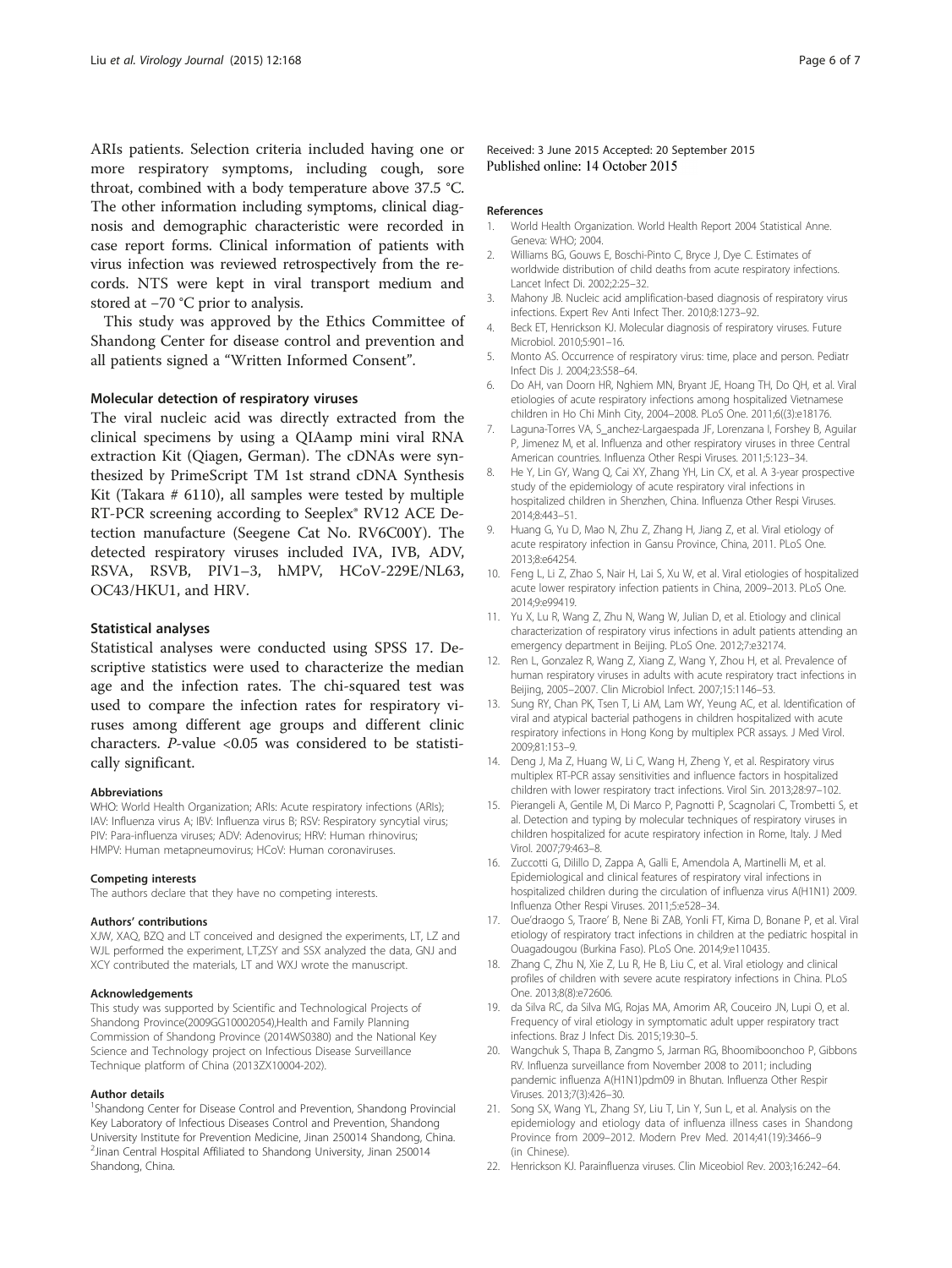ARIs patients. Selection criteria included having one or more respiratory symptoms, including cough, sore throat, combined with a body temperature above 37.5 °C. The other information including symptoms, clinical diagnosis and demographic characteristic were recorded in case report forms. Clinical information of patients with virus infection was reviewed retrospectively from the records. NTS were kept in viral transport medium and stored at −70 °C prior to analysis.

This study was approved by the Ethics Committee of Shandong Center for disease control and prevention and all patients signed a "Written Informed Consent".

### Molecular detection of respiratory viruses

The viral nucleic acid was directly extracted from the clinical specimens by using a QIAamp mini viral RNA extraction Kit (Qiagen, German). The cDNAs were synthesized by PrimeScript TM 1st strand cDNA Synthesis Kit (Takara # 6110), all samples were tested by multiple RT-PCR screening according to Seeplex® RV12 ACE Detection manufacture (Seegene Cat No. RV6C00Y). The detected respiratory viruses included IVA, IVB, ADV, RSVA, RSVB, PIV1–3, hMPV, HCoV-229E/NL63, OC43/HKU1, and HRV.

### Statistical analyses

Statistical analyses were conducted using SPSS 17. Descriptive statistics were used to characterize the median age and the infection rates. The chi-squared test was used to compare the infection rates for respiratory viruses among different age groups and different clinic characters. *P*-value <0.05 was considered to be statistically significant.

#### Abbreviations

WHO: World Health Organization; ARIs: Acute respiratory infections (ARIs); IAV: Influenza virus A; IBV: Influenza virus B; RSV: Respiratory syncytial virus; PIV: Para-influenza viruses; ADV: Adenovirus; HRV: Human rhinovirus; HMPV: Human metapneumovirus; HCoV: Human coronaviruses.

#### Competing interests

The authors declare that they have no competing interests.

#### Authors' contributions

XJW, XAQ, BZQ and LT conceived and designed the experiments, LT, LZ and WJL performed the experiment, LT,ZSY and SSX analyzed the data, GNJ and XCY contributed the materials, LT and WXJ wrote the manuscript.

#### Acknowledgements

This study was supported by Scientific and Technological Projects of Shandong Province(2009GG10002054),Health and Family Planning Commission of Shandong Province (2014WS0380) and the National Key Science and Technology project on Infectious Disease Surveillance Technique platform of China (2013ZX10004-202).

#### Author details

[1]Shandong Center for Disease Control and Prevention, Shandong Provincial Key Laboratory of Infectious Diseases Control and Prevention, Shandong University Institute for Prevention Medicine, Jinan 250014 Shandong, China. [2]Jinan Central Hospital Affiliated to Shandong University, Jinan 250014 Shandong, China.

Received: 3 June 2015 Accepted: 20 September 2015
Published online: 14 October 2015

#### References

1. World Health Organization. World Health Report 2004 Statistical Anne. Geneva: WHO; 2004.
2. Williams BG, Gouws E, Boschi-Pinto C, Bryce J, Dye C. Estimates of worldwide distribution of child deaths from acute respiratory infections. Lancet Infect Di. 2002;2:25–32.
3. Mahony JB. Nucleic acid amplification-based diagnosis of respiratory virus infections. Expert Rev Anti Infect Ther. 2010;8:1273–92.
4. Beck ET, Henrickson KJ. Molecular diagnosis of respiratory viruses. Future Microbiol. 2010;5:901–16.
5. Monto AS. Occurrence of respiratory virus: time, place and person. Pediatr Infect Dis J. 2004;23:S58–64.
6. Do AH, van Doorn HR, Nghiem MN, Bryant JE, Hoang TH, Do QH, et al. Viral etiologies of acute respiratory infections among hospitalized Vietnamese children in Ho Chi Minh City, 2004–2008. PLoS One. 2011;6((3):e18176.
7. Laguna-Torres VA, S_anchez-Largaespada JF, Lorenzana I, Forshey B, Aguilar P, Jimenez M, et al. Influenza and other respiratory viruses in three Central American countries. Influenza Other Respi Viruses. 2011;5:123–34.
8. He Y, Lin GY, Wang Q, Cai XY, Zhang YH, Lin CX, et al. A 3-year prospective study of the epidemiology of acute respiratory viral infections in hospitalized children in Shenzhen, China. Influenza Other Respi Viruses. 2014;8:443–51.
9. Huang G, Yu D, Mao N, Zhu Z, Zhang H, Jiang Z, et al. Viral etiology of acute respiratory infection in Gansu Province, China, 2011. PLoS One. 2013;8:e64254.
10. Feng L, Li Z, Zhao S, Nair H, Lai S, Xu W, et al. Viral etiologies of hospitalized acute lower respiratory infection patients in China, 2009–2013. PLoS One. 2014;9:e99419.
11. Yu X, Lu R, Wang Z, Zhu N, Wang W, Julian D, et al. Etiology and clinical characterization of respiratory virus infections in adult patients attending an emergency department in Beijing. PLoS One. 2012;7:e32174.
12. Ren L, Gonzalez R, Wang Z, Xiang Z, Wang Y, Zhou H, et al. Prevalence of human respiratory viruses in adults with acute respiratory tract infections in Beijing, 2005–2007. Clin Microbiol Infect. 2007;15:1146–53.
13. Sung RY, Chan PK, Tsen T, Li AM, Lam WY, Yeung AC, et al. Identification of viral and atypical bacterial pathogens in children hospitalized with acute respiratory infections in Hong Kong by multiplex PCR assays. J Med Virol. 2009;81:153–9.
14. Deng J, Ma Z, Huang W, Li C, Wang H, Zheng Y, et al. Respiratory virus multiplex RT-PCR assay sensitivities and influence factors in hospitalized children with lower respiratory tract infections. Virol Sin. 2013;28:97–102.
15. Pierangeli A, Gentile M, Di Marco P, Pagnotti P, Scagnolari C, Trombetti S, et al. Detection and typing by molecular techniques of respiratory viruses in children hospitalized for acute respiratory infection in Rome, Italy. J Med Virol. 2007;79:463–8.
16. Zuccotti G, Dilillo D, Zappa A, Galli E, Amendola A, Martinelli M, et al. Epidemiological and clinical features of respiratory viral infections in hospitalized children during the circulation of influenza virus A(H1N1) 2009. Influenza Other Respi Viruses. 2011;5:e528–34.
17. Oue'draogo S, Traore' B, Nene Bi ZAB, Yonli FT, Kima D, Bonane P, et al. Viral etiology of respiratory tract infections in children at the pediatric hospital in Ouagadougou (Burkina Faso). PLoS One. 2014;9:e110435.
18. Zhang C, Zhu N, Xie Z, Lu R, He B, Liu C, et al. Viral etiology and clinical profiles of children with severe acute respiratory infections in China. PLoS One. 2013;8(8):e72606.
19. da Silva RC, da Silva MG, Rojas MA, Amorim AR, Couceiro JN, Lupi O, et al. Frequency of viral etiology in symptomatic adult upper respiratory tract infections. Braz J Infect Dis. 2015;19:30–5.
20. Wangchuk S, Thapa B, Zangmo S, Jarman RG, Bhoomiboonchoo P, Gibbons RV. Influenza surveillance from November 2008 to 2011; including pandemic influenza A(H1N1)pdm09 in Bhutan. Influenza Other Respir Viruses. 2013;7(3):426–30.
21. Song SX, Wang YL, Zhang SY, Liu T, Lin Y, Sun L, et al. Analysis on the epidemiology and etiology data of influenza illness cases in Shandong Province from 2009–2012. Modern Prev Med. 2014;41(19):3466–9 (in Chinese).
22. Henrickson KJ. Parainfluenza viruses. Clin Miceobiol Rev. 2003;16:242–64.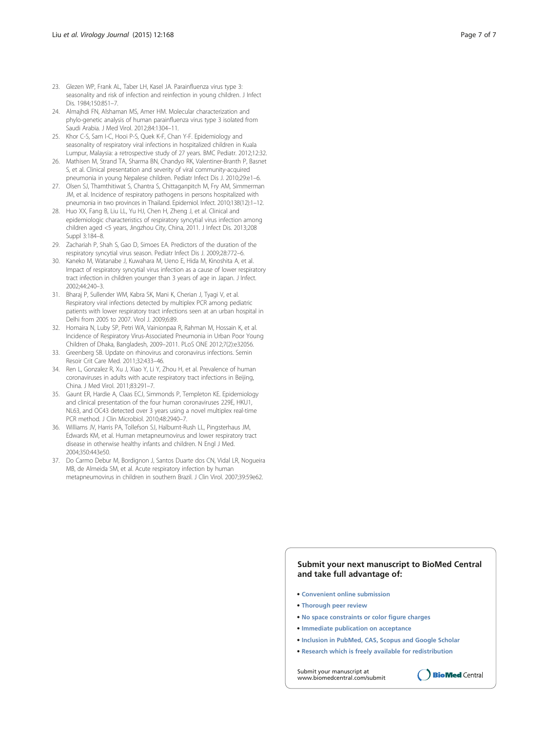23. Glezen WP, Frank AL, Taber LH, Kasel JA. Parainfluenza virus type 3: seasonality and risk of infection and reinfection in young children. J Infect Dis. 1984;150:851–7.
24. Almajhdi FN, Alshaman MS, Amer HM. Molecular characterization and phylo-genetic analysis of human parainfluenza virus type 3 isolated from Saudi Arabia. J Med Virol. 2012;84:1304–11.
25. Khor C-S, Sam I-C, Hooi P-S, Quek K-F, Chan Y-F. Epidemiology and seasonality of respiratory viral infections in hospitalized children in Kuala Lumpur, Malaysia: a retrospective study of 27 years. BMC Pediatr. 2012;12:32.
26. Mathisen M, Strand TA, Sharma BN, Chandyo RK, Valentiner-Branth P, Basnet S, et al. Clinical presentation and severity of viral community-acquired pneumonia in young Nepalese children. Pediatr Infect Dis J. 2010;29:e1–6.
27. Olsen SJ, Thamthitiwat S, Chantra S, Chittaganpitch M, Fry AM, Simmerman JM, et al. Incidence of respiratory pathogens in persons hospitalized with pneumonia in two provinces in Thailand. Epidemiol. Infect. 2010;138(12):1–12.
28. Huo XX, Fang B, Liu LL, Yu HJ, Chen H, Zheng J, et al. Clinical and epidemiologic characteristics of respiratory syncytial virus infection among children aged <5 years, Jingzhou City, China, 2011. J Infect Dis. 2013;208 Suppl 3:184–8.
29. Zachariah P, Shah S, Gao D, Simoes EA. Predictors of the duration of the respiratory syncytial virus season. Pediatr Infect Dis J. 2009;28:772–6.
30. Kaneko M, Watanabe J, Kuwahara M, Ueno E, Hida M, Kinoshita A, et al. Impact of respiratory syncytial virus infection as a cause of lower respiratory tract infection in children younger than 3 years of age in Japan. J Infect. 2002;44:240–3.
31. Bharaj P, Sullender WM, Kabra SK, Mani K, Cherian J, Tyagi V, et al. Respiratory viral infections detected by multiplex PCR among pediatric patients with lower respiratory tract infections seen at an urban hospital in Delhi from 2005 to 2007. Virol J. 2009;6:89.
32. Homaira N, Luby SP, Petri WA, Vainionpaa R, Rahman M, Hossain K, et al. Incidence of Respiratory Virus-Associated Pneumonia in Urban Poor Young Children of Dhaka, Bangladesh, 2009–2011. PLoS ONE 2012;7(2):e32056.
33. Greenberg SB. Update on rhinovirus and coronavirus infections. Semin Resoir Crit Care Med. 2011;32:433–46.
34. Ren L, Gonzalez R, Xu J, Xiao Y, Li Y, Zhou H, et al. Prevalence of human coronaviruses in adults with acute respiratory tract infections in Beijing, China. J Med Virol. 2011;83:291–7.
35. Gaunt ER, Hardie A, Claas ECJ, Simmonds P, Templeton KE. Epidemiology and clinical presentation of the four human coronaviruses 229E, HKU1, NL63, and OC43 detected over 3 years using a novel multiplex real-time PCR method. J Clin Microbiol. 2010;48:2940–7.
36. Williams JV, Harris PA, Tollefson SJ, Halburnt-Rush LL, Pingsterhaus JM, Edwards KM, et al. Human metapneumovirus and lower respiratory tract disease in otherwise healthy infants and children. N Engl J Med. 2004;350:443e50.
37. Do Carmo Debur M, Bordignon J, Santos Duarte dos CN, Vidal LR, Nogueira MB, de Almeida SM, et al. Acute respiratory infection by human metapneumovirus in children in southern Brazil. J Clin Virol. 2007;39:59e62.

**Submit your next manuscript to BioMed Central and take full advantage of:**

- **Convenient online submission**
- **Thorough peer review**
- **No space constraints or color figure charges**
- **Immediate publication on acceptance**
- **Inclusion in PubMed, CAS, Scopus and Google Scholar**
- **Research which is freely available for redistribution**

Submit your manuscript at
www.biomedcentral.com/submit

BioMed Central